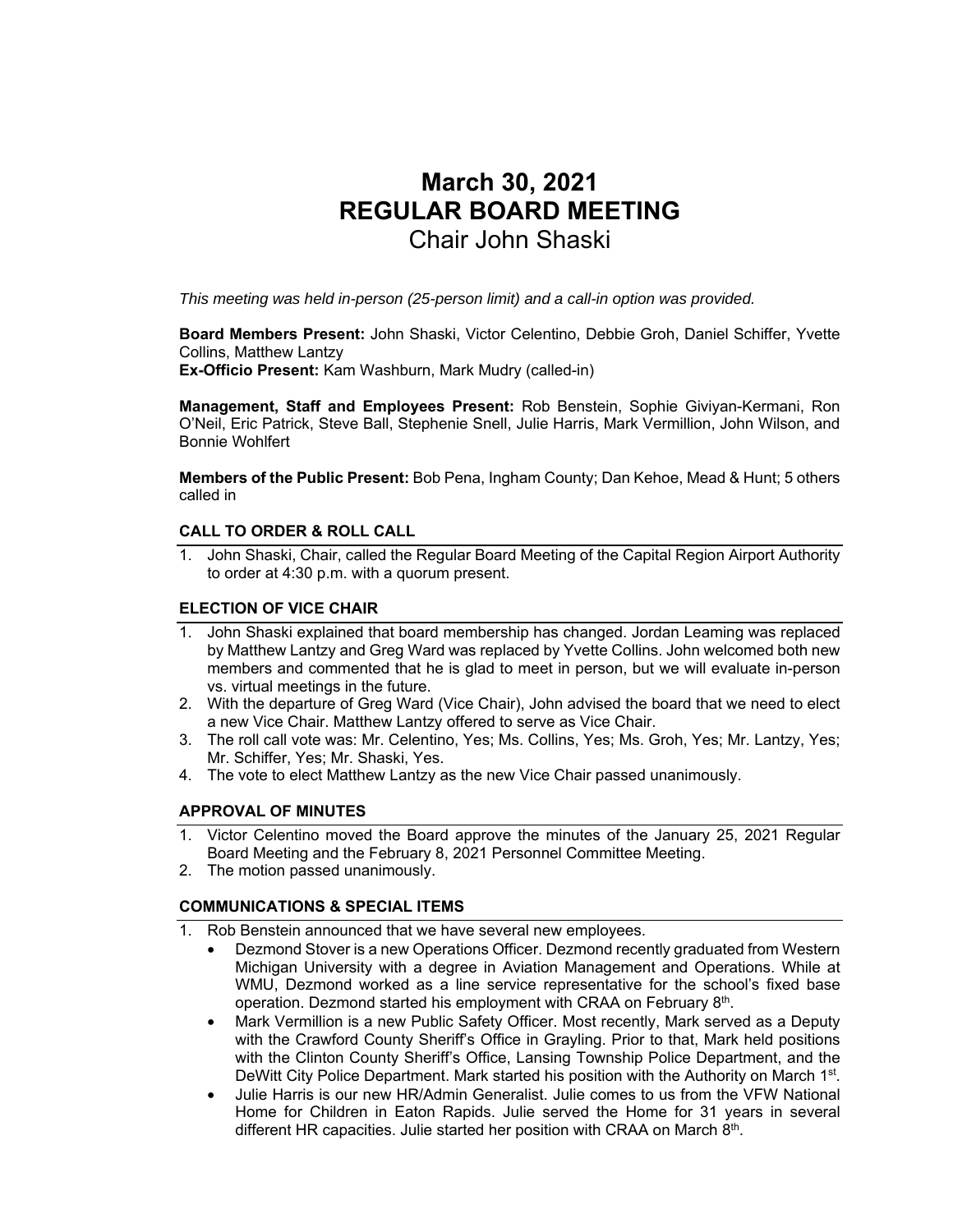# March 30, 2021
# REGULAR BOARD MEETING
## Chair John Shaski

*This meeting was held in-person (25-person limit) and a call-in option was provided.*

**Board Members Present:** John Shaski, Victor Celentino, Debbie Groh, Daniel Schiffer, Yvette Collins, Matthew Lantzy
**Ex-Officio Present:** Kam Washburn, Mark Mudry (called-in)

**Management, Staff and Employees Present:** Rob Benstein, Sophie Giviyan-Kermani, Ron O'Neil, Eric Patrick, Steve Ball, Stephenie Snell, Julie Harris, Mark Vermillion, John Wilson, and Bonnie Wohlfert

**Members of the Public Present:** Bob Pena, Ingham County; Dan Kehoe, Mead & Hunt; 5 others called in

### CALL TO ORDER & ROLL CALL

1. John Shaski, Chair, called the Regular Board Meeting of the Capital Region Airport Authority to order at 4:30 p.m. with a quorum present.

### ELECTION OF VICE CHAIR

1. John Shaski explained that board membership has changed. Jordan Leaming was replaced by Matthew Lantzy and Greg Ward was replaced by Yvette Collins. John welcomed both new members and commented that he is glad to meet in person, but we will evaluate in-person vs. virtual meetings in the future.
2. With the departure of Greg Ward (Vice Chair), John advised the board that we need to elect a new Vice Chair. Matthew Lantzy offered to serve as Vice Chair.
3. The roll call vote was: Mr. Celentino, Yes; Ms. Collins, Yes; Ms. Groh, Yes; Mr. Lantzy, Yes; Mr. Schiffer, Yes; Mr. Shaski, Yes.
4. The vote to elect Matthew Lantzy as the new Vice Chair passed unanimously.

### APPROVAL OF MINUTES

1. Victor Celentino moved the Board approve the minutes of the January 25, 2021 Regular Board Meeting and the February 8, 2021 Personnel Committee Meeting.
2. The motion passed unanimously.

### COMMUNICATIONS & SPECIAL ITEMS

1. Rob Benstein announced that we have several new employees.
   - Dezmond Stover is a new Operations Officer. Dezmond recently graduated from Western Michigan University with a degree in Aviation Management and Operations. While at WMU, Dezmond worked as a line service representative for the school's fixed base operation. Dezmond started his employment with CRAA on February 8th.
   - Mark Vermillion is a new Public Safety Officer. Most recently, Mark served as a Deputy with the Crawford County Sheriff's Office in Grayling. Prior to that, Mark held positions with the Clinton County Sheriff's Office, Lansing Township Police Department, and the DeWitt City Police Department. Mark started his position with the Authority on March 1st.
   - Julie Harris is our new HR/Admin Generalist. Julie comes to us from the VFW National Home for Children in Eaton Rapids. Julie served the Home for 31 years in several different HR capacities. Julie started her position with CRAA on March 8th.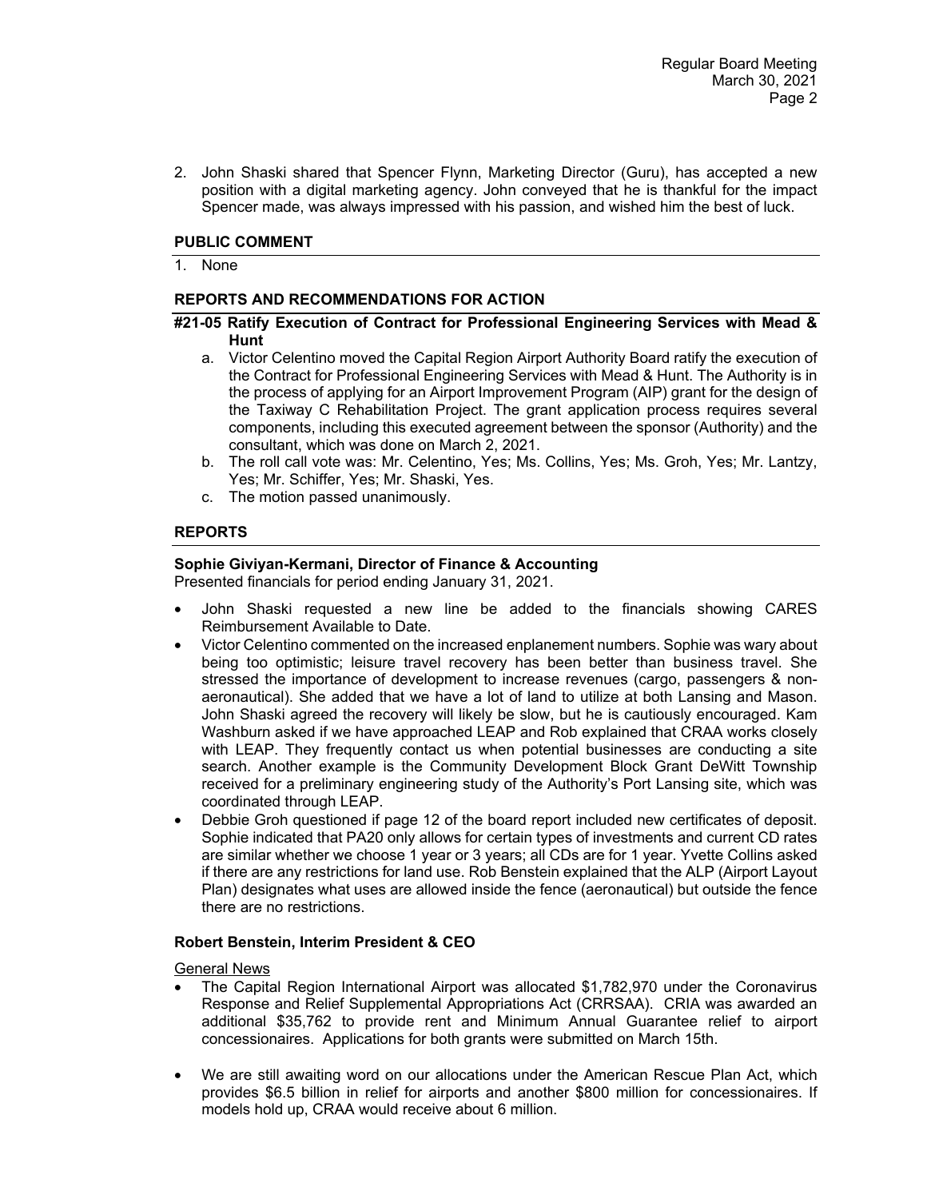2. John Shaski shared that Spencer Flynn, Marketing Director (Guru), has accepted a new position with a digital marketing agency. John conveyed that he is thankful for the impact Spencer made, was always impressed with his passion, and wished him the best of luck.

## PUBLIC COMMENT

1. None

## REPORTS AND RECOMMENDATIONS FOR ACTION

### #21-05 Ratify Execution of Contract for Professional Engineering Services with Mead & Hunt

a. Victor Celentino moved the Capital Region Airport Authority Board ratify the execution of the Contract for Professional Engineering Services with Mead & Hunt. The Authority is in the process of applying for an Airport Improvement Program (AIP) grant for the design of the Taxiway C Rehabilitation Project. The grant application process requires several components, including this executed agreement between the sponsor (Authority) and the consultant, which was done on March 2, 2021.

b. The roll call vote was: Mr. Celentino, Yes; Ms. Collins, Yes; Ms. Groh, Yes; Mr. Lantzy, Yes; Mr. Schiffer, Yes; Mr. Shaski, Yes.

c. The motion passed unanimously.

## REPORTS

**Sophie Giviyan-Kermani, Director of Finance & Accounting**

Presented financials for period ending January 31, 2021.

- John Shaski requested a new line be added to the financials showing CARES Reimbursement Available to Date.
- Victor Celentino commented on the increased enplanement numbers. Sophie was wary about being too optimistic; leisure travel recovery has been better than business travel. She stressed the importance of development to increase revenues (cargo, passengers & non-aeronautical). She added that we have a lot of land to utilize at both Lansing and Mason. John Shaski agreed the recovery will likely be slow, but he is cautiously encouraged. Kam Washburn asked if we have approached LEAP and Rob explained that CRAA works closely with LEAP. They frequently contact us when potential businesses are conducting a site search. Another example is the Community Development Block Grant DeWitt Township received for a preliminary engineering study of the Authority's Port Lansing site, which was coordinated through LEAP.
- Debbie Groh questioned if page 12 of the board report included new certificates of deposit. Sophie indicated that PA20 only allows for certain types of investments and current CD rates are similar whether we choose 1 year or 3 years; all CDs are for 1 year. Yvette Collins asked if there are any restrictions for land use. Rob Benstein explained that the ALP (Airport Layout Plan) designates what uses are allowed inside the fence (aeronautical) but outside the fence there are no restrictions.

**Robert Benstein, Interim President & CEO**

General News

- The Capital Region International Airport was allocated $1,782,970 under the Coronavirus Response and Relief Supplemental Appropriations Act (CRRSAA). CRIA was awarded an additional $35,762 to provide rent and Minimum Annual Guarantee relief to airport concessionaires. Applications for both grants were submitted on March 15th.

- We are still awaiting word on our allocations under the American Rescue Plan Act, which provides $6.5 billion in relief for airports and another $800 million for concessionaires. If models hold up, CRAA would receive about 6 million.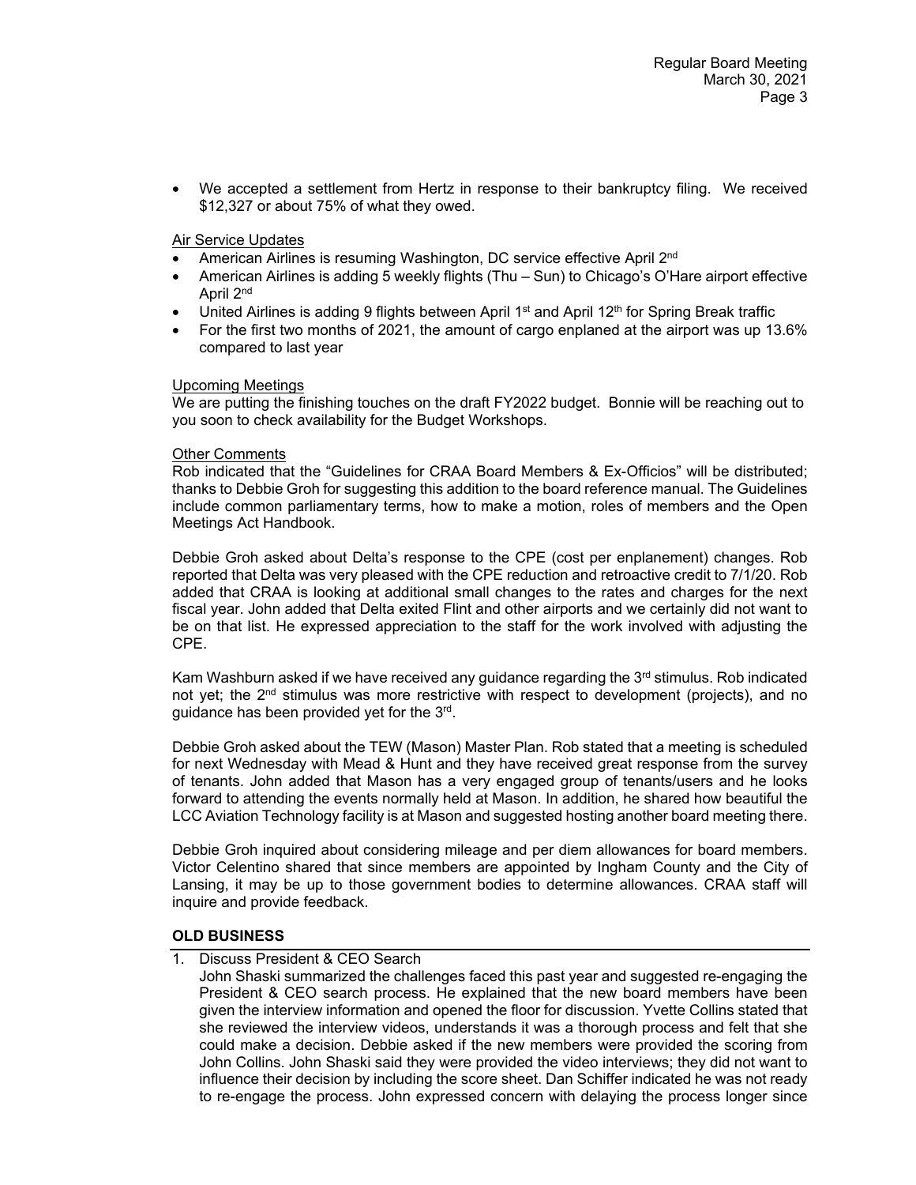- We accepted a settlement from Hertz in response to their bankruptcy filing. We received $12,327 or about 75% of what they owed.

Air Service Updates

- American Airlines is resuming Washington, DC service effective April 2nd
- American Airlines is adding 5 weekly flights (Thu – Sun) to Chicago's O'Hare airport effective April 2nd
- United Airlines is adding 9 flights between April 1st and April 12th for Spring Break traffic
- For the first two months of 2021, the amount of cargo enplaned at the airport was up 13.6% compared to last year

Upcoming Meetings

We are putting the finishing touches on the draft FY2022 budget. Bonnie will be reaching out to you soon to check availability for the Budget Workshops.

Other Comments

Rob indicated that the "Guidelines for CRAA Board Members & Ex-Officios" will be distributed; thanks to Debbie Groh for suggesting this addition to the board reference manual. The Guidelines include common parliamentary terms, how to make a motion, roles of members and the Open Meetings Act Handbook.

Debbie Groh asked about Delta's response to the CPE (cost per enplanement) changes. Rob reported that Delta was very pleased with the CPE reduction and retroactive credit to 7/1/20. Rob added that CRAA is looking at additional small changes to the rates and charges for the next fiscal year. John added that Delta exited Flint and other airports and we certainly did not want to be on that list. He expressed appreciation to the staff for the work involved with adjusting the CPE.

Kam Washburn asked if we have received any guidance regarding the 3rd stimulus. Rob indicated not yet; the 2nd stimulus was more restrictive with respect to development (projects), and no guidance has been provided yet for the 3rd.

Debbie Groh asked about the TEW (Mason) Master Plan. Rob stated that a meeting is scheduled for next Wednesday with Mead & Hunt and they have received great response from the survey of tenants. John added that Mason has a very engaged group of tenants/users and he looks forward to attending the events normally held at Mason. In addition, he shared how beautiful the LCC Aviation Technology facility is at Mason and suggested hosting another board meeting there.

Debbie Groh inquired about considering mileage and per diem allowances for board members. Victor Celentino shared that since members are appointed by Ingham County and the City of Lansing, it may be up to those government bodies to determine allowances. CRAA staff will inquire and provide feedback.

**OLD BUSINESS**

1. Discuss President & CEO Search

   John Shaski summarized the challenges faced this past year and suggested re-engaging the President & CEO search process. He explained that the new board members have been given the interview information and opened the floor for discussion. Yvette Collins stated that she reviewed the interview videos, understands it was a thorough process and felt that she could make a decision. Debbie asked if the new members were provided the scoring from John Collins. John Shaski said they were provided the video interviews; they did not want to influence their decision by including the score sheet. Dan Schiffer indicated he was not ready to re-engage the process. John expressed concern with delaying the process longer since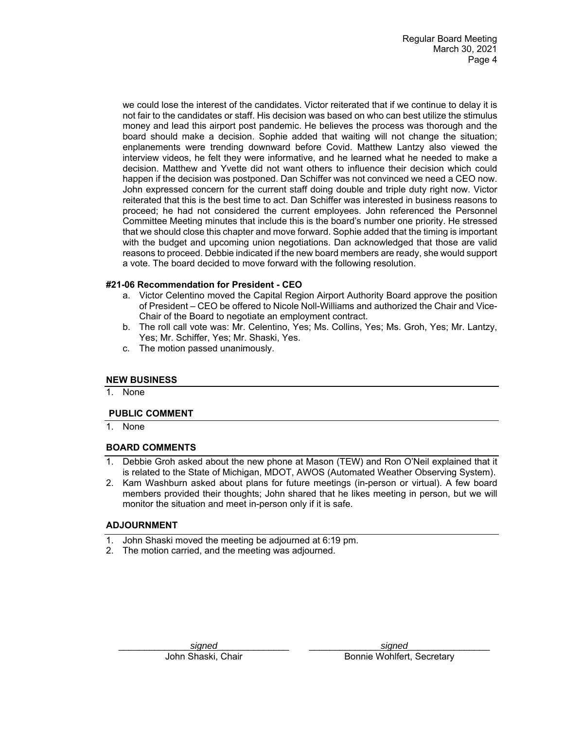we could lose the interest of the candidates. Victor reiterated that if we continue to delay it is not fair to the candidates or staff. His decision was based on who can best utilize the stimulus money and lead this airport post pandemic. He believes the process was thorough and the board should make a decision. Sophie added that waiting will not change the situation; enplanements were trending downward before Covid. Matthew Lantzy also viewed the interview videos, he felt they were informative, and he learned what he needed to make a decision. Matthew and Yvette did not want others to influence their decision which could happen if the decision was postponed. Dan Schiffer was not convinced we need a CEO now. John expressed concern for the current staff doing double and triple duty right now. Victor reiterated that this is the best time to act. Dan Schiffer was interested in business reasons to proceed; he had not considered the current employees. John referenced the Personnel Committee Meeting minutes that include this is the board's number one priority. He stressed that we should close this chapter and move forward. Sophie added that the timing is important with the budget and upcoming union negotiations. Dan acknowledged that those are valid reasons to proceed. Debbie indicated if the new board members are ready, she would support a vote. The board decided to move forward with the following resolution.

**#21-06 Recommendation for President - CEO**

a. Victor Celentino moved the Capital Region Airport Authority Board approve the position of President – CEO be offered to Nicole Noll-Williams and authorized the Chair and Vice-Chair of the Board to negotiate an employment contract.
b. The roll call vote was: Mr. Celentino, Yes; Ms. Collins, Yes; Ms. Groh, Yes; Mr. Lantzy, Yes; Mr. Schiffer, Yes; Mr. Shaski, Yes.
c. The motion passed unanimously.

## NEW BUSINESS

1. None

## PUBLIC COMMENT

1. None

## BOARD COMMENTS

1. Debbie Groh asked about the new phone at Mason (TEW) and Ron O'Neil explained that it is related to the State of Michigan, MDOT, AWOS (Automated Weather Observing System).
2. Kam Washburn asked about plans for future meetings (in-person or virtual). A few board members provided their thoughts; John shared that he likes meeting in person, but we will monitor the situation and meet in-person only if it is safe.

## ADJOURNMENT

1. John Shaski moved the meeting be adjourned at 6:19 pm.
2. The motion carried, and the meeting was adjourned.

_signed_
John Shaski, Chair

_signed_
Bonnie Wohlfert, Secretary